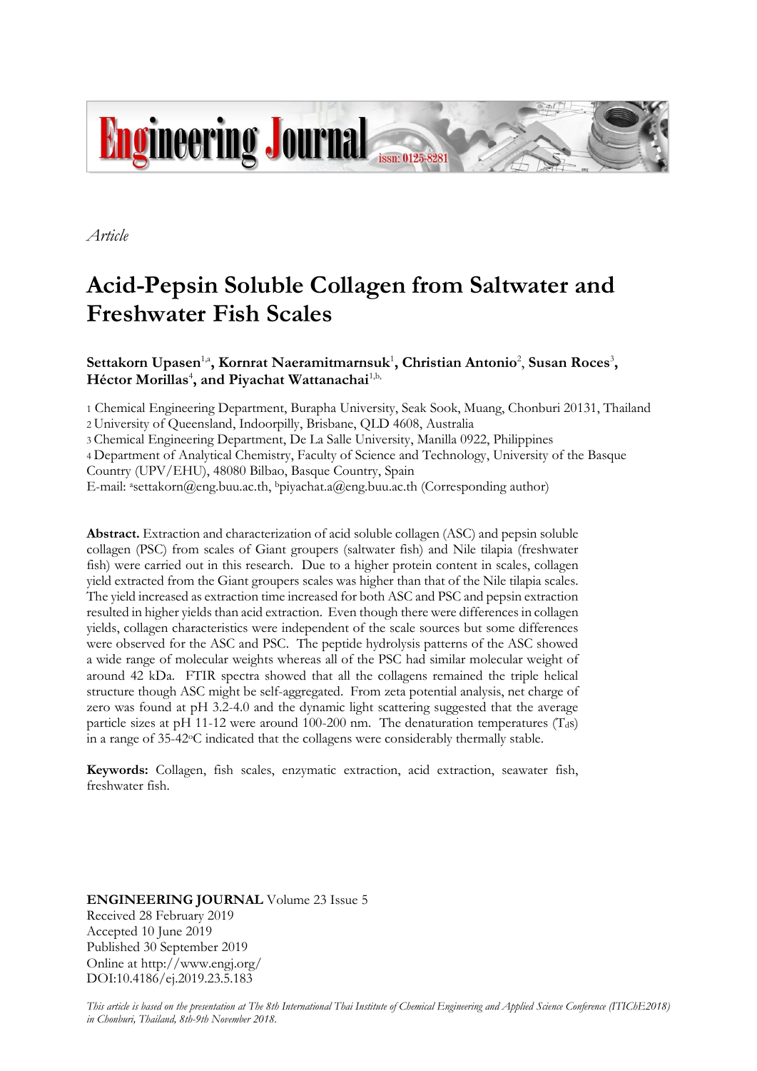*Article*

# Acid-Pepsin Soluble Collagen from Saltwater and Freshwater Fish Scales

**Settakorn Upasen**[1,a]**, Kornrat Naeramitmarnsuk**[1]**, Christian Antonio**[2]**, Susan Roces**[3]**, Héctor Morillas**[4]**, and Piyachat Wattanachai**[1,b,]

1 Chemical Engineering Department, Burapha University, Seak Sook, Muang, Chonburi 20131, Thailand
2 University of Queensland, Indoorpilly, Brisbane, QLD 4608, Australia
3 Chemical Engineering Department, De La Salle University, Manilla 0922, Philippines
4 Department of Analytical Chemistry, Faculty of Science and Technology, University of the Basque Country (UPV/EHU), 48080 Bilbao, Basque Country, Spain
E-mail: [a]settakorn@eng.buu.ac.th, [b]piyachat.a@eng.buu.ac.th (Corresponding author)

**Abstract.** Extraction and characterization of acid soluble collagen (ASC) and pepsin soluble collagen (PSC) from scales of Giant groupers (saltwater fish) and Nile tilapia (freshwater fish) were carried out in this research. Due to a higher protein content in scales, collagen yield extracted from the Giant groupers scales was higher than that of the Nile tilapia scales. The yield increased as extraction time increased for both ASC and PSC and pepsin extraction resulted in higher yields than acid extraction. Even though there were differences in collagen yields, collagen characteristics were independent of the scale sources but some differences were observed for the ASC and PSC. The peptide hydrolysis patterns of the ASC showed a wide range of molecular weights whereas all of the PSC had similar molecular weight of around 42 kDa. FTIR spectra showed that all the collagens remained the triple helical structure though ASC might be self-aggregated. From zeta potential analysis, net charge of zero was found at pH 3.2-4.0 and the dynamic light scattering suggested that the average particle sizes at pH 11-12 were around 100-200 nm. The denaturation temperatures ($T_{d}$s) in a range of 35-42°C indicated that the collagens were considerably thermally stable.

**Keywords:** Collagen, fish scales, enzymatic extraction, acid extraction, seawater fish, freshwater fish.

**ENGINEERING JOURNAL** Volume 23 Issue 5
Received 28 February 2019
Accepted 10 June 2019
Published 30 September 2019
Online at http://www.engj.org/
DOI:10.4186/ej.2019.23.5.183

*This article is based on the presentation at The 8th International Thai Institute of Chemical Engineering and Applied Science Conference (ITIChE2018) in Chonburi, Thailand, 8th-9th November 2018.*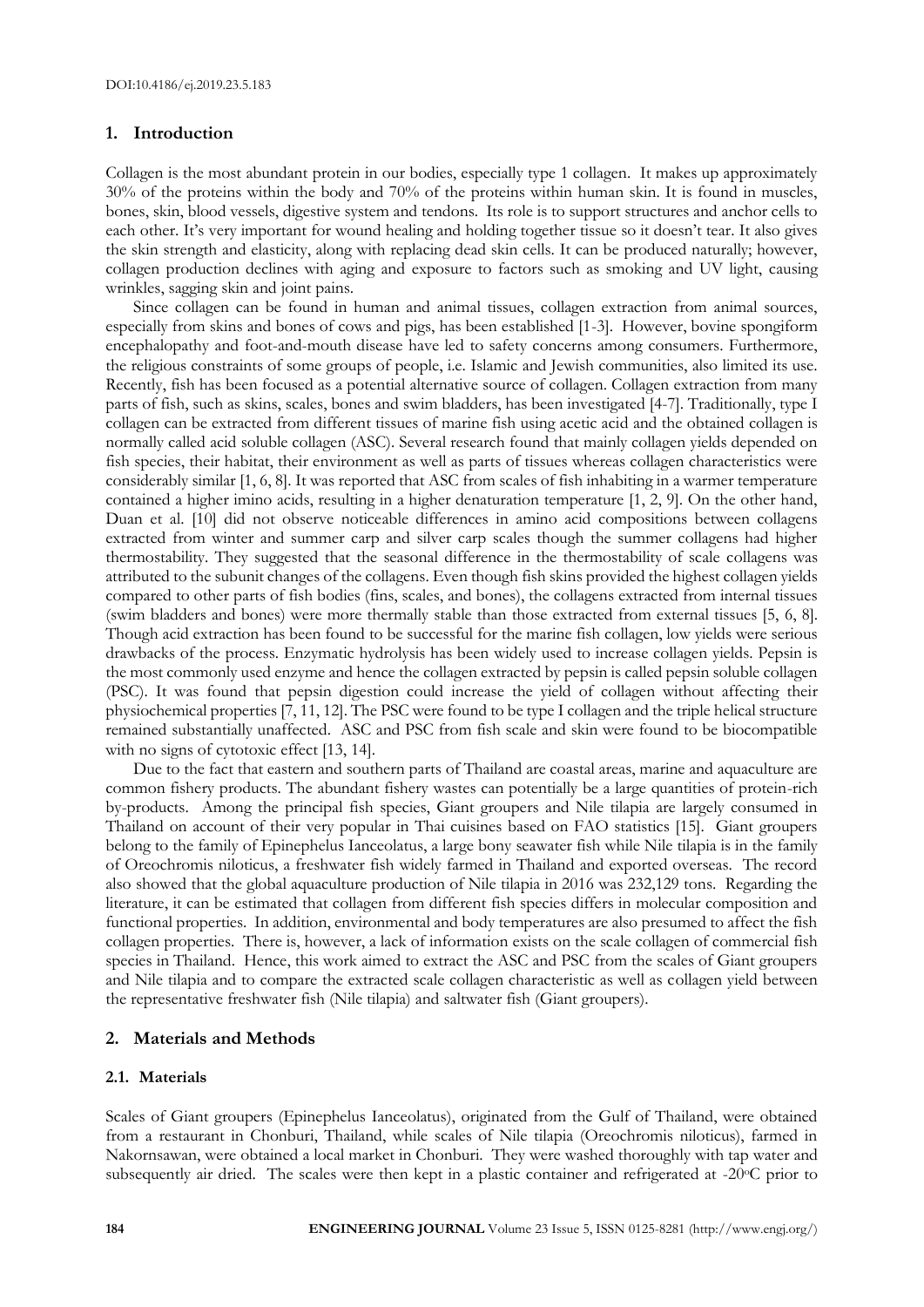## 1. Introduction

Collagen is the most abundant protein in our bodies, especially type 1 collagen. It makes up approximately 30% of the proteins within the body and 70% of the proteins within human skin. It is found in muscles, bones, skin, blood vessels, digestive system and tendons. Its role is to support structures and anchor cells to each other. It's very important for wound healing and holding together tissue so it doesn't tear. It also gives the skin strength and elasticity, along with replacing dead skin cells. It can be produced naturally; however, collagen production declines with aging and exposure to factors such as smoking and UV light, causing wrinkles, sagging skin and joint pains.

Since collagen can be found in human and animal tissues, collagen extraction from animal sources, especially from skins and bones of cows and pigs, has been established [1-3]. However, bovine spongiform encephalopathy and foot-and-mouth disease have led to safety concerns among consumers. Furthermore, the religious constraints of some groups of people, i.e. Islamic and Jewish communities, also limited its use. Recently, fish has been focused as a potential alternative source of collagen. Collagen extraction from many parts of fish, such as skins, scales, bones and swim bladders, has been investigated [4-7]. Traditionally, type I collagen can be extracted from different tissues of marine fish using acetic acid and the obtained collagen is normally called acid soluble collagen (ASC). Several research found that mainly collagen yields depended on fish species, their habitat, their environment as well as parts of tissues whereas collagen characteristics were considerably similar [1, 6, 8]. It was reported that ASC from scales of fish inhabiting in a warmer temperature contained a higher imino acids, resulting in a higher denaturation temperature [1, 2, 9]. On the other hand, Duan et al. [10] did not observe noticeable differences in amino acid compositions between collagens extracted from winter and summer carp and silver carp scales though the summer collagens had higher thermostability. They suggested that the seasonal difference in the thermostability of scale collagens was attributed to the subunit changes of the collagens. Even though fish skins provided the highest collagen yields compared to other parts of fish bodies (fins, scales, and bones), the collagens extracted from internal tissues (swim bladders and bones) were more thermally stable than those extracted from external tissues [5, 6, 8]. Though acid extraction has been found to be successful for the marine fish collagen, low yields were serious drawbacks of the process. Enzymatic hydrolysis has been widely used to increase collagen yields. Pepsin is the most commonly used enzyme and hence the collagen extracted by pepsin is called pepsin soluble collagen (PSC). It was found that pepsin digestion could increase the yield of collagen without affecting their physiochemical properties [7, 11, 12]. The PSC were found to be type I collagen and the triple helical structure remained substantially unaffected. ASC and PSC from fish scale and skin were found to be biocompatible with no signs of cytotoxic effect [13, 14].

Due to the fact that eastern and southern parts of Thailand are coastal areas, marine and aquaculture are common fishery products. The abundant fishery wastes can potentially be a large quantities of protein-rich by-products. Among the principal fish species, Giant groupers and Nile tilapia are largely consumed in Thailand on account of their very popular in Thai cuisines based on FAO statistics [15]. Giant groupers belong to the family of Epinephelus Ianceolatus, a large bony seawater fish while Nile tilapia is in the family of Oreochromis niloticus, a freshwater fish widely farmed in Thailand and exported overseas. The record also showed that the global aquaculture production of Nile tilapia in 2016 was 232,129 tons. Regarding the literature, it can be estimated that collagen from different fish species differs in molecular composition and functional properties. In addition, environmental and body temperatures are also presumed to affect the fish collagen properties. There is, however, a lack of information exists on the scale collagen of commercial fish species in Thailand. Hence, this work aimed to extract the ASC and PSC from the scales of Giant groupers and Nile tilapia and to compare the extracted scale collagen characteristic as well as collagen yield between the representative freshwater fish (Nile tilapia) and saltwater fish (Giant groupers).

## 2. Materials and Methods

### 2.1. Materials

Scales of Giant groupers (Epinephelus Ianceolatus), originated from the Gulf of Thailand, were obtained from a restaurant in Chonburi, Thailand, while scales of Nile tilapia (Oreochromis niloticus), farmed in Nakornsawan, were obtained a local market in Chonburi. They were washed thoroughly with tap water and subsequently air dried. The scales were then kept in a plastic container and refrigerated at -20°C prior to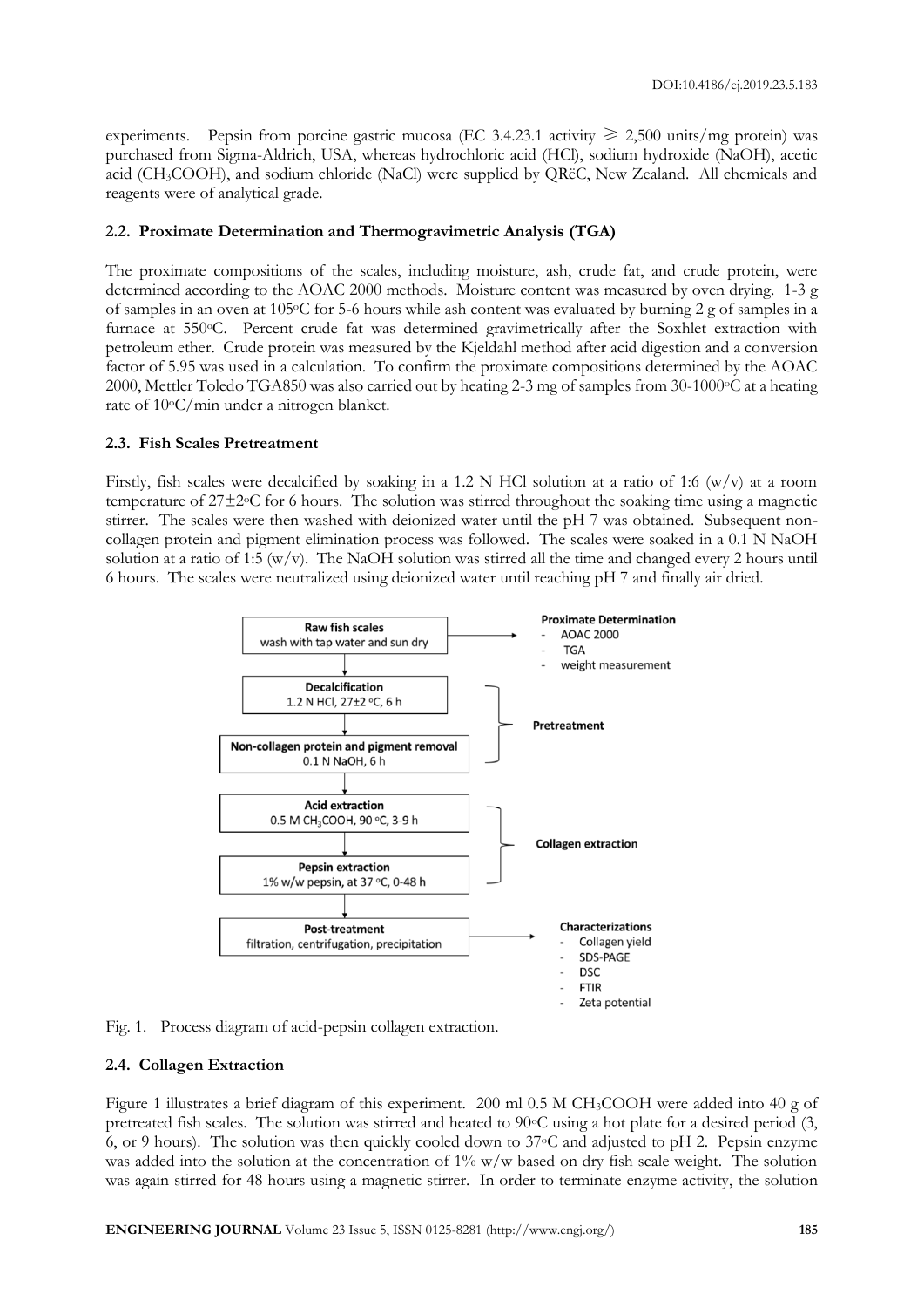experiments. Pepsin from porcine gastric mucosa (EC 3.4.23.1 activity ⩾ 2,500 units/mg protein) was purchased from Sigma-Aldrich, USA, whereas hydrochloric acid (HCl), sodium hydroxide (NaOH), acetic acid ($CH_3COOH$), and sodium chloride (NaCl) were supplied by QRëC, New Zealand. All chemicals and reagents were of analytical grade.

### 2.2. Proximate Determination and Thermogravimetric Analysis (TGA)

The proximate compositions of the scales, including moisture, ash, crude fat, and crude protein, were determined according to the AOAC 2000 methods. Moisture content was measured by oven drying. 1-3 g of samples in an oven at 105°C for 5-6 hours while ash content was evaluated by burning 2 g of samples in a furnace at 550°C. Percent crude fat was determined gravimetrically after the Soxhlet extraction with petroleum ether. Crude protein was measured by the Kjeldahl method after acid digestion and a conversion factor of 5.95 was used in a calculation. To confirm the proximate compositions determined by the AOAC 2000, Mettler Toledo TGA850 was also carried out by heating 2-3 mg of samples from 30-1000°C at a heating rate of 10°C/min under a nitrogen blanket.

### 2.3. Fish Scales Pretreatment

Firstly, fish scales were decalcified by soaking in a 1.2 N HCl solution at a ratio of 1:6 (w/v) at a room temperature of 27±2°C for 6 hours. The solution was stirred throughout the soaking time using a magnetic stirrer. The scales were then washed with deionized water until the pH 7 was obtained. Subsequent non-collagen protein and pigment elimination process was followed. The scales were soaked in a 0.1 N NaOH solution at a ratio of 1:5 (w/v). The NaOH solution was stirred all the time and changed every 2 hours until 6 hours. The scales were neutralized using deionized water until reaching pH 7 and finally air dried.

Fig. 1. Process diagram of acid-pepsin collagen extraction.

### 2.4. Collagen Extraction

Figure 1 illustrates a brief diagram of this experiment. 200 ml 0.5 M $CH_3COOH$ were added into 40 g of pretreated fish scales. The solution was stirred and heated to 90°C using a hot plate for a desired period (3, 6, or 9 hours). The solution was then quickly cooled down to 37°C and adjusted to pH 2. Pepsin enzyme was added into the solution at the concentration of 1% w/w based on dry fish scale weight. The solution was again stirred for 48 hours using a magnetic stirrer. In order to terminate enzyme activity, the solution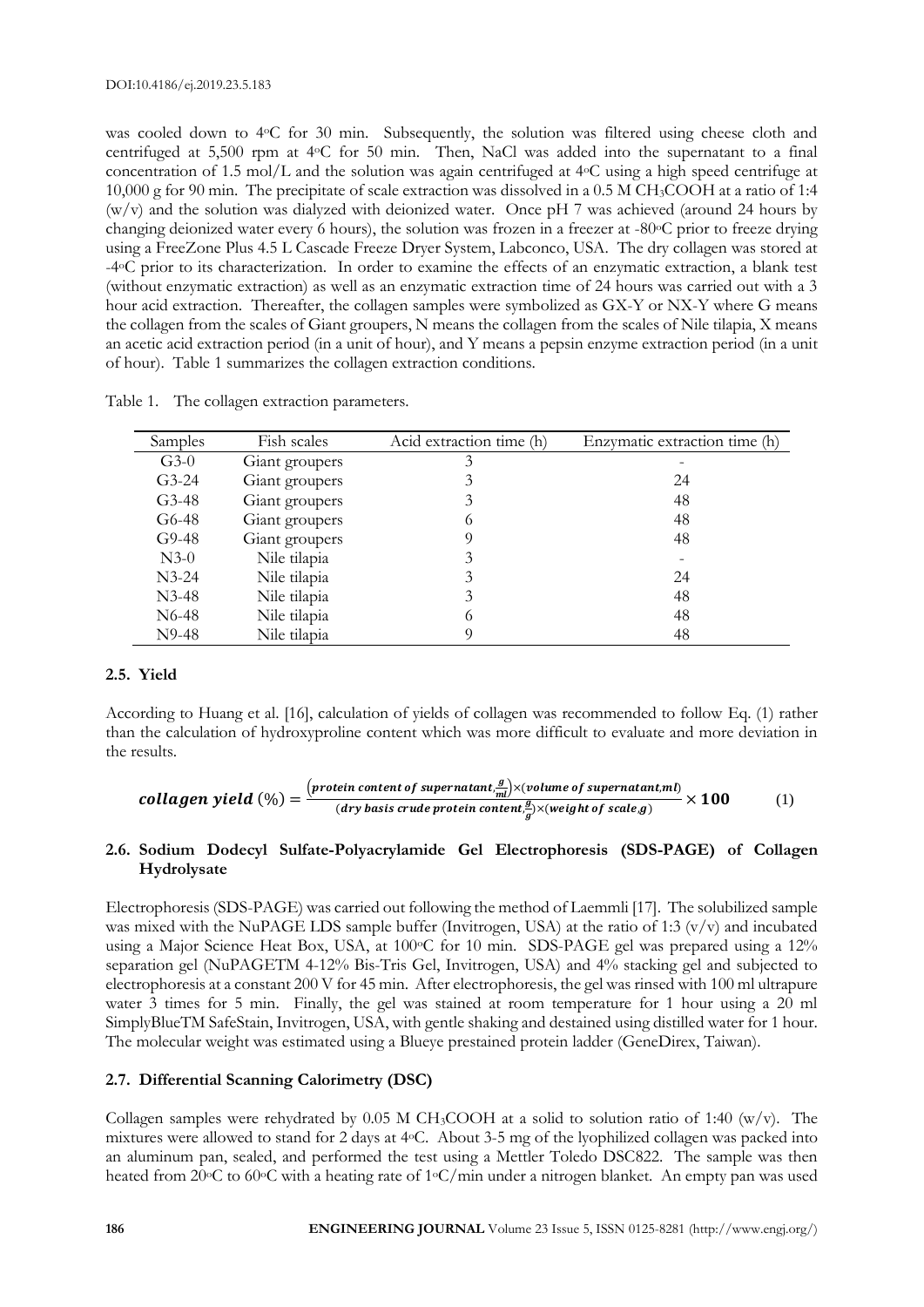was cooled down to 4°C for 30 min. Subsequently, the solution was filtered using cheese cloth and centrifuged at 5,500 rpm at 4°C for 50 min. Then, NaCl was added into the supernatant to a final concentration of 1.5 mol/L and the solution was again centrifuged at 4°C using a high speed centrifuge at 10,000 g for 90 min. The precipitate of scale extraction was dissolved in a 0.5 M $CH_3COOH$ at a ratio of 1:4 (w/v) and the solution was dialyzed with deionized water. Once pH 7 was achieved (around 24 hours by changing deionized water every 6 hours), the solution was frozen in a freezer at -80°C prior to freeze drying using a FreeZone Plus 4.5 L Cascade Freeze Dryer System, Labconco, USA. The dry collagen was stored at -4°C prior to its characterization. In order to examine the effects of an enzymatic extraction, a blank test (without enzymatic extraction) as well as an enzymatic extraction time of 24 hours was carried out with a 3 hour acid extraction. Thereafter, the collagen samples were symbolized as GX-Y or NX-Y where G means the collagen from the scales of Giant groupers, N means the collagen from the scales of Nile tilapia, X means an acetic acid extraction period (in a unit of hour), and Y means a pepsin enzyme extraction period (in a unit of hour). Table 1 summarizes the collagen extraction conditions.

Table 1. The collagen extraction parameters.

| Samples | Fish scales | Acid extraction time (h) | Enzymatic extraction time (h) |
|---|---|---|---|
| G3-0 | Giant groupers | 3 | - |
| G3-24 | Giant groupers | 3 | 24 |
| G3-48 | Giant groupers | 3 | 48 |
| G6-48 | Giant groupers | 6 | 48 |
| G9-48 | Giant groupers | 9 | 48 |
| N3-0 | Nile tilapia | 3 | - |
| N3-24 | Nile tilapia | 3 | 24 |
| N3-48 | Nile tilapia | 3 | 48 |
| N6-48 | Nile tilapia | 6 | 48 |
| N9-48 | Nile tilapia | 9 | 48 |

### 2.5. Yield

According to Huang et al. [16], calculation of yields of collagen was recommended to follow Eq. (1) rather than the calculation of hydroxyproline content which was more difficult to evaluate and more deviation in the results.

$$\textbf{collagen yield}\ (\%) = \frac{\left(\text{protein content of supernatant}, \frac{g}{ml}\right)\times(\text{volume of supernatant}, ml)}{(\text{dry basis crude protein content}, \frac{g}{g})\times(\text{weight of scale}, g)} \times \mathbf{100} \tag{1}$$

### 2.6. Sodium Dodecyl Sulfate-Polyacrylamide Gel Electrophoresis (SDS-PAGE) of Collagen Hydrolysate

Electrophoresis (SDS-PAGE) was carried out following the method of Laemmli [17]. The solubilized sample was mixed with the NuPAGE LDS sample buffer (Invitrogen, USA) at the ratio of 1:3 (v/v) and incubated using a Major Science Heat Box, USA, at 100°C for 10 min. SDS-PAGE gel was prepared using a 12% separation gel (NuPAGETM 4-12% Bis-Tris Gel, Invitrogen, USA) and 4% stacking gel and subjected to electrophoresis at a constant 200 V for 45 min. After electrophoresis, the gel was rinsed with 100 ml ultrapure water 3 times for 5 min. Finally, the gel was stained at room temperature for 1 hour using a 20 ml SimplyBlueTM SafeStain, Invitrogen, USA, with gentle shaking and destained using distilled water for 1 hour. The molecular weight was estimated using a Blueye prestained protein ladder (GeneDirex, Taiwan).

### 2.7. Differential Scanning Calorimetry (DSC)

Collagen samples were rehydrated by 0.05 M $CH_3COOH$ at a solid to solution ratio of 1:40 (w/v). The mixtures were allowed to stand for 2 days at 4°C. About 3-5 mg of the lyophilized collagen was packed into an aluminum pan, sealed, and performed the test using a Mettler Toledo DSC822. The sample was then heated from 20°C to 60°C with a heating rate of 1°C/min under a nitrogen blanket. An empty pan was used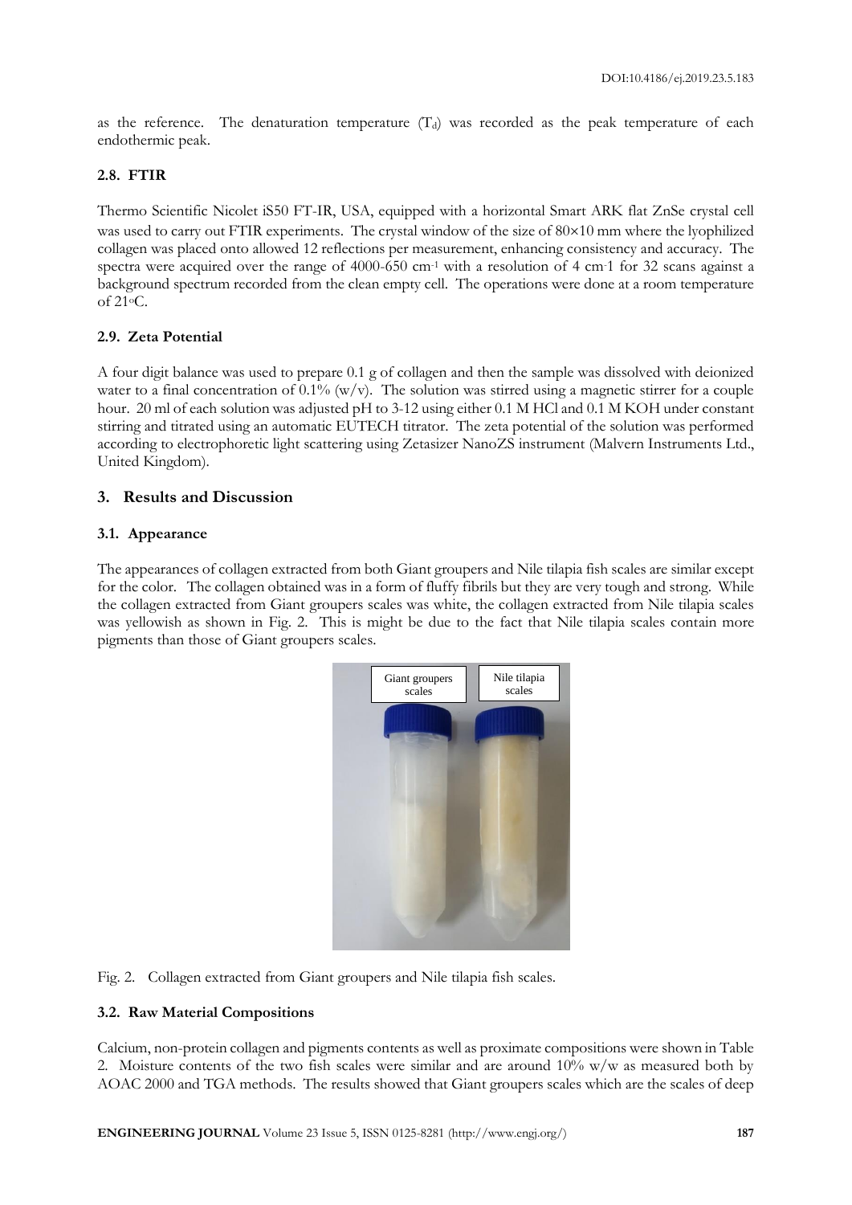as the reference. The denaturation temperature ($T_d$) was recorded as the peak temperature of each endothermic peak.

### 2.8. FTIR

Thermo Scientific Nicolet iS50 FT-IR, USA, equipped with a horizontal Smart ARK flat ZnSe crystal cell was used to carry out FTIR experiments. The crystal window of the size of 80×10 mm where the lyophilized collagen was placed onto allowed 12 reflections per measurement, enhancing consistency and accuracy. The spectra were acquired over the range of 4000-650 $cm^{-1}$ with a resolution of 4 $cm^{-1}$ for 32 scans against a background spectrum recorded from the clean empty cell. The operations were done at a room temperature of 21°C.

### 2.9. Zeta Potential

A four digit balance was used to prepare 0.1 g of collagen and then the sample was dissolved with deionized water to a final concentration of 0.1% (w/v). The solution was stirred using a magnetic stirrer for a couple hour. 20 ml of each solution was adjusted pH to 3-12 using either 0.1 M HCl and 0.1 M KOH under constant stirring and titrated using an automatic EUTECH titrator. The zeta potential of the solution was performed according to electrophoretic light scattering using Zetasizer NanoZS instrument (Malvern Instruments Ltd., United Kingdom).

## 3. Results and Discussion

### 3.1. Appearance

The appearances of collagen extracted from both Giant groupers and Nile tilapia fish scales are similar except for the color. The collagen obtained was in a form of fluffy fibrils but they are very tough and strong. While the collagen extracted from Giant groupers scales was white, the collagen extracted from Nile tilapia scales was yellowish as shown in Fig. 2. This is might be due to the fact that Nile tilapia scales contain more pigments than those of Giant groupers scales.

Fig. 2. Collagen extracted from Giant groupers and Nile tilapia fish scales.

### 3.2. Raw Material Compositions

Calcium, non-protein collagen and pigments contents as well as proximate compositions were shown in Table 2. Moisture contents of the two fish scales were similar and are around 10% w/w as measured both by AOAC 2000 and TGA methods. The results showed that Giant groupers scales which are the scales of deep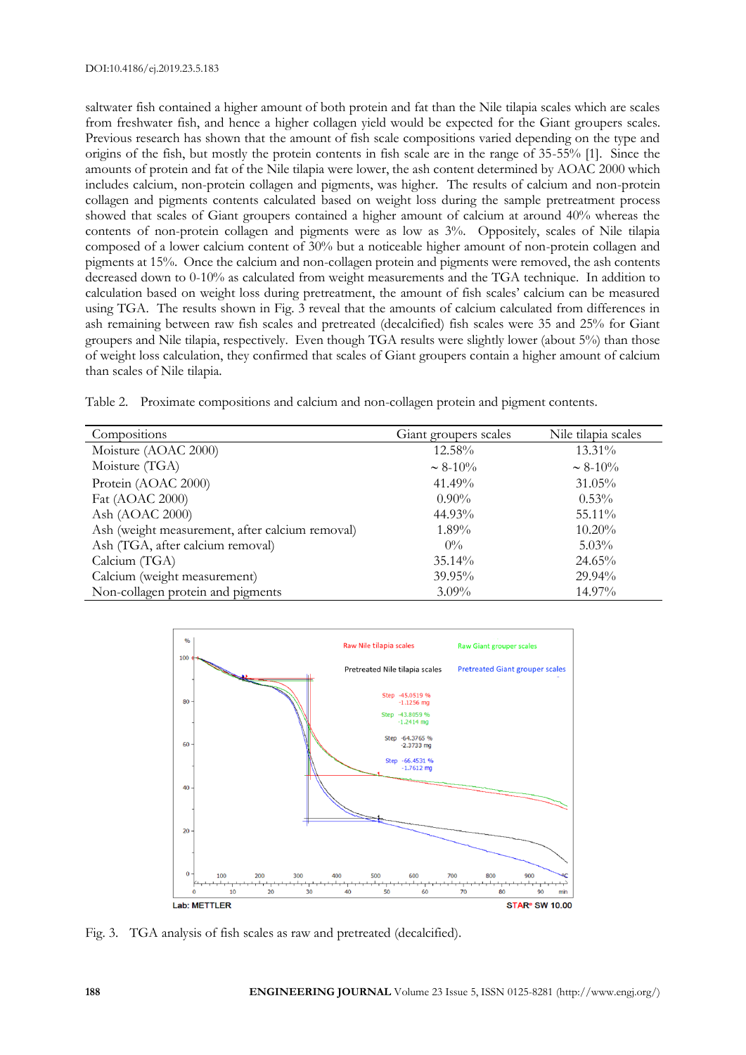saltwater fish contained a higher amount of both protein and fat than the Nile tilapia scales which are scales from freshwater fish, and hence a higher collagen yield would be expected for the Giant groupers scales. Previous research has shown that the amount of fish scale compositions varied depending on the type and origins of the fish, but mostly the protein contents in fish scale are in the range of 35-55% [1]. Since the amounts of protein and fat of the Nile tilapia were lower, the ash content determined by AOAC 2000 which includes calcium, non-protein collagen and pigments, was higher. The results of calcium and non-protein collagen and pigments contents calculated based on weight loss during the sample pretreatment process showed that scales of Giant groupers contained a higher amount of calcium at around 40% whereas the contents of non-protein collagen and pigments were as low as 3%. Oppositely, scales of Nile tilapia composed of a lower calcium content of 30% but a noticeable higher amount of non-protein collagen and pigments at 15%. Once the calcium and non-collagen protein and pigments were removed, the ash contents decreased down to 0-10% as calculated from weight measurements and the TGA technique. In addition to calculation based on weight loss during pretreatment, the amount of fish scales' calcium can be measured using TGA. The results shown in Fig. 3 reveal that the amounts of calcium calculated from differences in ash remaining between raw fish scales and pretreated (decalcified) fish scales were 35 and 25% for Giant groupers and Nile tilapia, respectively. Even though TGA results were slightly lower (about 5%) than those of weight loss calculation, they confirmed that scales of Giant groupers contain a higher amount of calcium than scales of Nile tilapia.

Table 2. Proximate compositions and calcium and non-collagen protein and pigment contents.

| Compositions | Giant groupers scales | Nile tilapia scales |
|---|---|---|
| Moisture (AOAC 2000) | 12.58% | 13.31% |
| Moisture (TGA) | ~ 8-10% | ~ 8-10% |
| Protein (AOAC 2000) | 41.49% | 31.05% |
| Fat (AOAC 2000) | 0.90% | 0.53% |
| Ash (AOAC 2000) | 44.93% | 55.11% |
| Ash (weight measurement, after calcium removal) | 1.89% | 10.20% |
| Ash (TGA, after calcium removal) | 0% | 5.03% |
| Calcium (TGA) | 35.14% | 24.65% |
| Calcium (weight measurement) | 39.95% | 29.94% |
| Non-collagen protein and pigments | 3.09% | 14.97% |

Fig. 3. TGA analysis of fish scales as raw and pretreated (decalcified).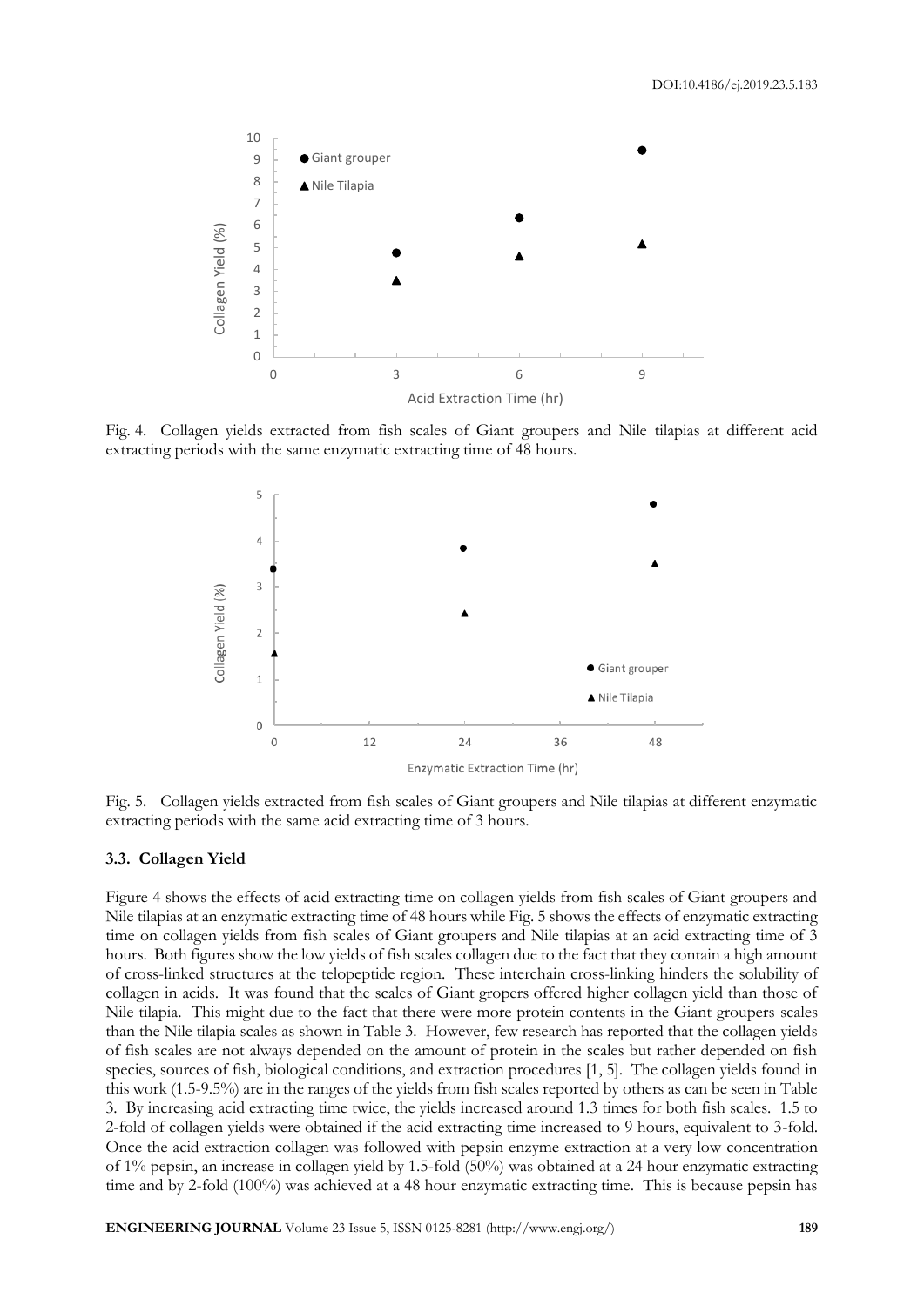Fig. 4. Collagen yields extracted from fish scales of Giant groupers and Nile tilapias at different acid extracting periods with the same enzymatic extracting time of 48 hours.

Fig. 5. Collagen yields extracted from fish scales of Giant groupers and Nile tilapias at different enzymatic extracting periods with the same acid extracting time of 3 hours.

### 3.3. Collagen Yield

Figure 4 shows the effects of acid extracting time on collagen yields from fish scales of Giant groupers and Nile tilapias at an enzymatic extracting time of 48 hours while Fig. 5 shows the effects of enzymatic extracting time on collagen yields from fish scales of Giant groupers and Nile tilapias at an acid extracting time of 3 hours. Both figures show the low yields of fish scales collagen due to the fact that they contain a high amount of cross-linked structures at the telopeptide region. These interchain cross-linking hinders the solubility of collagen in acids. It was found that the scales of Giant gropers offered higher collagen yield than those of Nile tilapia. This might due to the fact that there were more protein contents in the Giant groupers scales than the Nile tilapia scales as shown in Table 3. However, few research has reported that the collagen yields of fish scales are not always depended on the amount of protein in the scales but rather depended on fish species, sources of fish, biological conditions, and extraction procedures [1, 5]. The collagen yields found in this work (1.5-9.5%) are in the ranges of the yields from fish scales reported by others as can be seen in Table 3. By increasing acid extracting time twice, the yields increased around 1.3 times for both fish scales. 1.5 to 2-fold of collagen yields were obtained if the acid extracting time increased to 9 hours, equivalent to 3-fold. Once the acid extraction collagen was followed with pepsin enzyme extraction at a very low concentration of 1% pepsin, an increase in collagen yield by 1.5-fold (50%) was obtained at a 24 hour enzymatic extracting time and by 2-fold (100%) was achieved at a 48 hour enzymatic extracting time. This is because pepsin has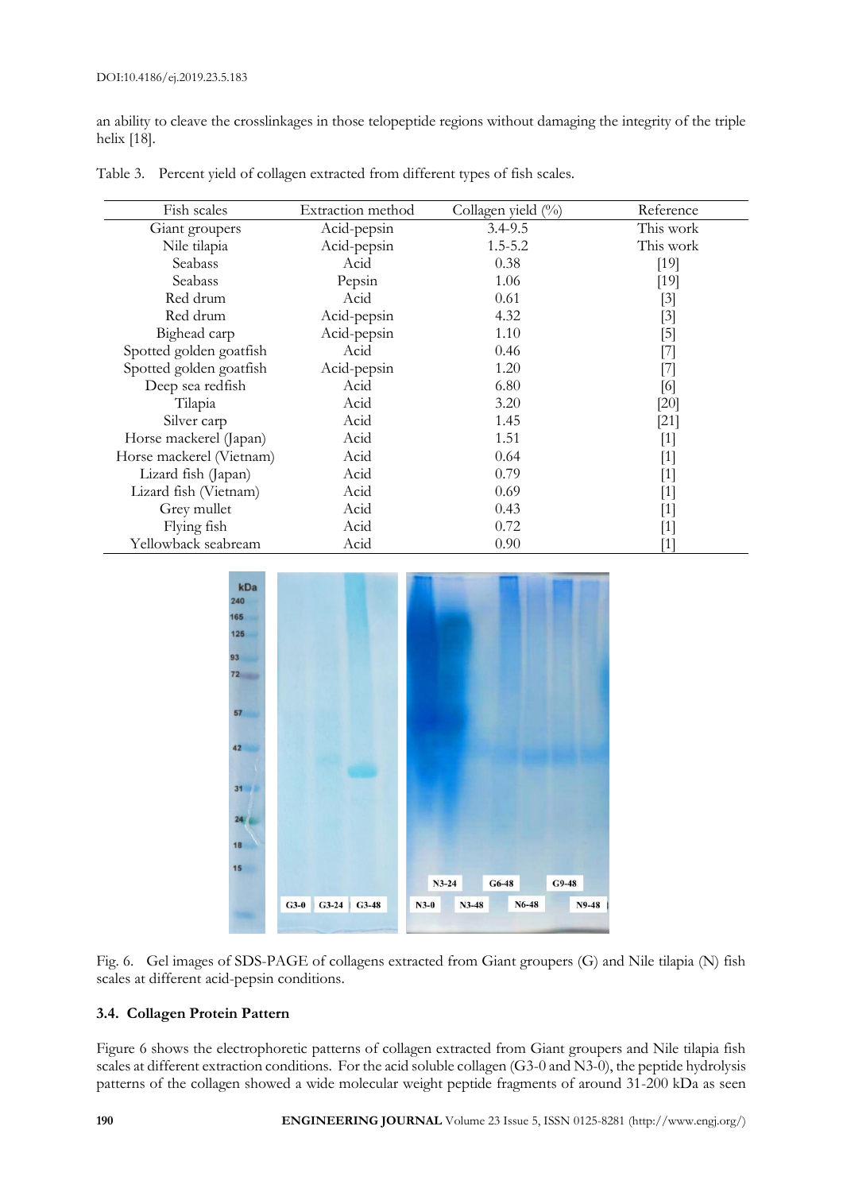an ability to cleave the crosslinkages in those telopeptide regions without damaging the integrity of the triple helix [18].

Table 3. Percent yield of collagen extracted from different types of fish scales.

| Fish scales | Extraction method | Collagen yield (%) | Reference |
|---|---|---|---|
| Giant groupers | Acid-pepsin | 3.4-9.5 | This work |
| Nile tilapia | Acid-pepsin | 1.5-5.2 | This work |
| Seabass | Acid | 0.38 | [19] |
| Seabass | Pepsin | 1.06 | [19] |
| Red drum | Acid | 0.61 | [3] |
| Red drum | Acid-pepsin | 4.32 | [3] |
| Bighead carp | Acid-pepsin | 1.10 | [5] |
| Spotted golden goatfish | Acid | 0.46 | [7] |
| Spotted golden goatfish | Acid-pepsin | 1.20 | [7] |
| Deep sea redfish | Acid | 6.80 | [6] |
| Tilapia | Acid | 3.20 | [20] |
| Silver carp | Acid | 1.45 | [21] |
| Horse mackerel (Japan) | Acid | 1.51 | [1] |
| Horse mackerel (Vietnam) | Acid | 0.64 | [1] |
| Lizard fish (Japan) | Acid | 0.79 | [1] |
| Lizard fish (Vietnam) | Acid | 0.69 | [1] |
| Grey mullet | Acid | 0.43 | [1] |
| Flying fish | Acid | 0.72 | [1] |
| Yellowback seabream | Acid | 0.90 | [1] |

Fig. 6. Gel images of SDS-PAGE of collagens extracted from Giant groupers (G) and Nile tilapia (N) fish scales at different acid-pepsin conditions.

### 3.4. Collagen Protein Pattern

Figure 6 shows the electrophoretic patterns of collagen extracted from Giant groupers and Nile tilapia fish scales at different extraction conditions. For the acid soluble collagen (G3-0 and N3-0), the peptide hydrolysis patterns of the collagen showed a wide molecular weight peptide fragments of around 31-200 kDa as seen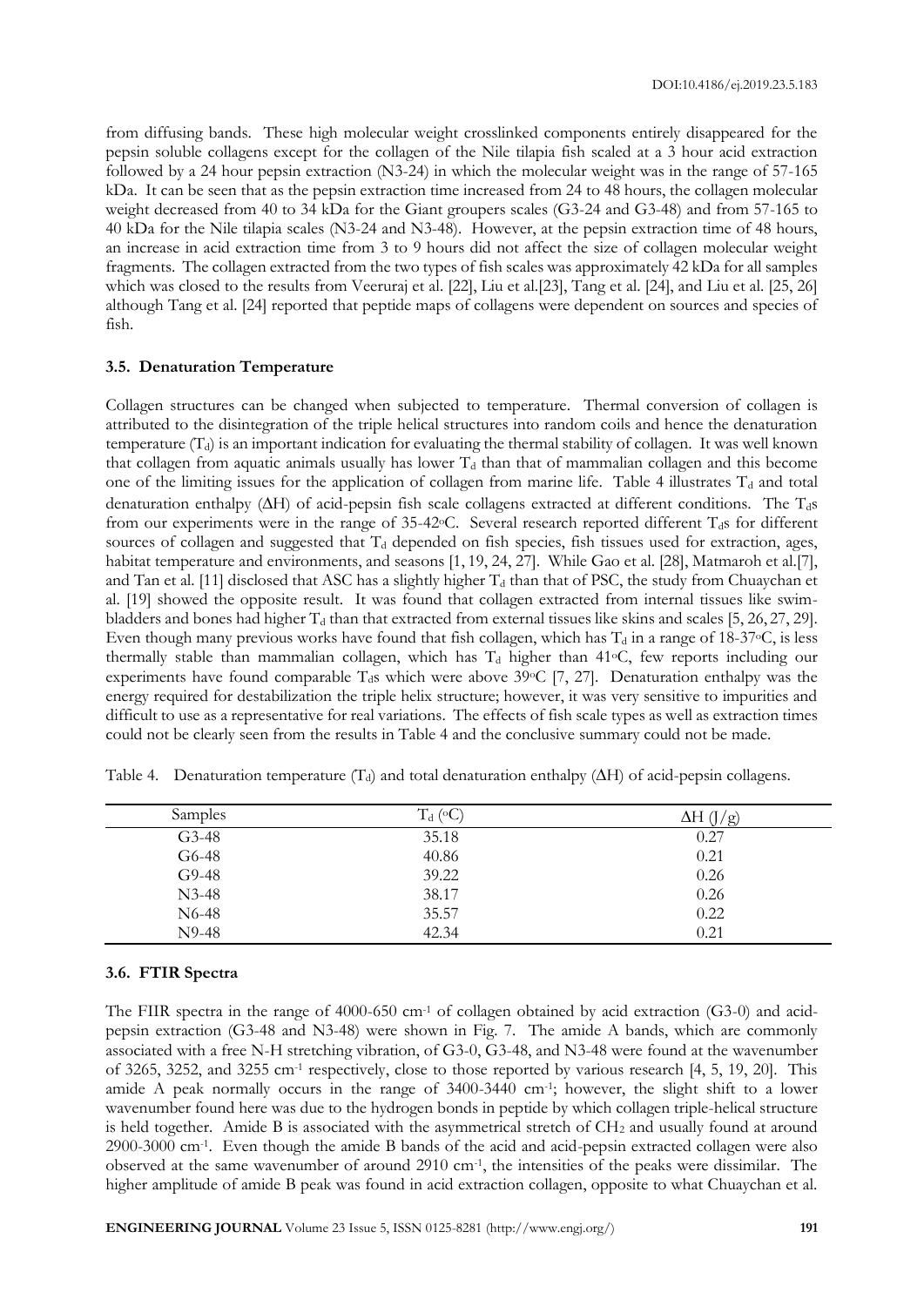from diffusing bands. These high molecular weight crosslinked components entirely disappeared for the pepsin soluble collagens except for the collagen of the Nile tilapia fish scaled at a 3 hour acid extraction followed by a 24 hour pepsin extraction (N3-24) in which the molecular weight was in the range of 57-165 kDa. It can be seen that as the pepsin extraction time increased from 24 to 48 hours, the collagen molecular weight decreased from 40 to 34 kDa for the Giant groupers scales (G3-24 and G3-48) and from 57-165 to 40 kDa for the Nile tilapia scales (N3-24 and N3-48). However, at the pepsin extraction time of 48 hours, an increase in acid extraction time from 3 to 9 hours did not affect the size of collagen molecular weight fragments. The collagen extracted from the two types of fish scales was approximately 42 kDa for all samples which was closed to the results from Veeruraj et al. [22], Liu et al.[23], Tang et al. [24], and Liu et al. [25, 26] although Tang et al. [24] reported that peptide maps of collagens were dependent on sources and species of fish.

### 3.5. Denaturation Temperature

Collagen structures can be changed when subjected to temperature. Thermal conversion of collagen is attributed to the disintegration of the triple helical structures into random coils and hence the denaturation temperature ($T_d$) is an important indication for evaluating the thermal stability of collagen. It was well known that collagen from aquatic animals usually has lower $T_d$ than that of mammalian collagen and this become one of the limiting issues for the application of collagen from marine life. Table 4 illustrates $T_d$ and total denaturation enthalpy ($\Delta H$) of acid-pepsin fish scale collagens extracted at different conditions. The $T_d$s from our experiments were in the range of 35-42°C. Several research reported different $T_d$s for different sources of collagen and suggested that $T_d$ depended on fish species, fish tissues used for extraction, ages, habitat temperature and environments, and seasons [1, 19, 24, 27]. While Gao et al. [28], Matmaroh et al.[7], and Tan et al. [11] disclosed that ASC has a slightly higher $T_d$ than that of PSC, the study from Chuaychan et al. [19] showed the opposite result. It was found that collagen extracted from internal tissues like swim-bladders and bones had higher $T_d$ than that extracted from external tissues like skins and scales [5, 26, 27, 29]. Even though many previous works have found that fish collagen, which has $T_d$ in a range of 18-37°C, is less thermally stable than mammalian collagen, which has $T_d$ higher than 41°C, few reports including our experiments have found comparable $T_d$s which were above 39°C [7, 27]. Denaturation enthalpy was the energy required for destabilization the triple helix structure; however, it was very sensitive to impurities and difficult to use as a representative for real variations. The effects of fish scale types as well as extraction times could not be clearly seen from the results in Table 4 and the conclusive summary could not be made.

Table 4. Denaturation temperature ($T_d$) and total denaturation enthalpy ($\Delta H$) of acid-pepsin collagens.

| Samples | $T_d$ (°C) | $\Delta H$ (J/g) |
|---|---|---|
| G3-48 | 35.18 | 0.27 |
| G6-48 | 40.86 | 0.21 |
| G9-48 | 39.22 | 0.26 |
| N3-48 | 38.17 | 0.26 |
| N6-48 | 35.57 | 0.22 |
| N9-48 | 42.34 | 0.21 |

### 3.6. FTIR Spectra

The FIIR spectra in the range of 4000-650 cm$^{-1}$ of collagen obtained by acid extraction (G3-0) and acid-pepsin extraction (G3-48 and N3-48) were shown in Fig. 7. The amide A bands, which are commonly associated with a free N-H stretching vibration, of G3-0, G3-48, and N3-48 were found at the wavenumber of 3265, 3252, and 3255 cm$^{-1}$ respectively, close to those reported by various research [4, 5, 19, 20]. This amide A peak normally occurs in the range of 3400-3440 cm$^{-1}$; however, the slight shift to a lower wavenumber found here was due to the hydrogen bonds in peptide by which collagen triple-helical structure is held together. Amide B is associated with the asymmetrical stretch of $CH_2$ and usually found at around 2900-3000 cm$^{-1}$. Even though the amide B bands of the acid and acid-pepsin extracted collagen were also observed at the same wavenumber of around 2910 cm$^{-1}$, the intensities of the peaks were dissimilar. The higher amplitude of amide B peak was found in acid extraction collagen, opposite to what Chuaychan et al.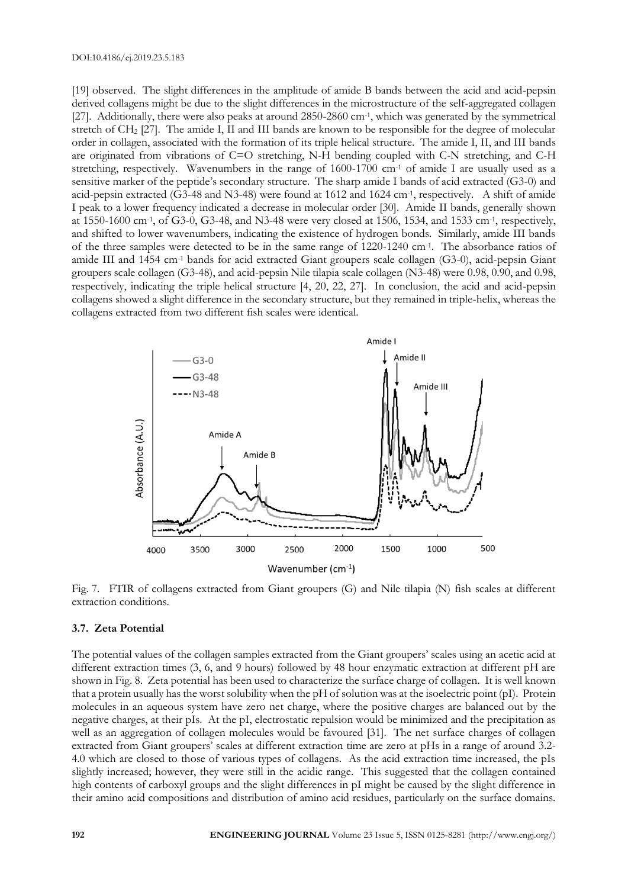[19] observed. The slight differences in the amplitude of amide B bands between the acid and acid-pepsin derived collagens might be due to the slight differences in the microstructure of the self-aggregated collagen [27]. Additionally, there were also peaks at around 2850-2860 cm$^{-1}$, which was generated by the symmetrical stretch of $CH_2$ [27]. The amide I, II and III bands are known to be responsible for the degree of molecular order in collagen, associated with the formation of its triple helical structure. The amide I, II, and III bands are originated from vibrations of C=O stretching, N-H bending coupled with C-N stretching, and C-H stretching, respectively. Wavenumbers in the range of 1600-1700 cm$^{-1}$ of amide I are usually used as a sensitive marker of the peptide's secondary structure. The sharp amide I bands of acid extracted (G3-0) and acid-pepsin extracted (G3-48 and N3-48) were found at 1612 and 1624 cm$^{-1}$, respectively. A shift of amide I peak to a lower frequency indicated a decrease in molecular order [30]. Amide II bands, generally shown at 1550-1600 cm$^{-1}$, of G3-0, G3-48, and N3-48 were very closed at 1506, 1534, and 1533 cm$^{-1}$, respectively, and shifted to lower wavenumbers, indicating the existence of hydrogen bonds. Similarly, amide III bands of the three samples were detected to be in the same range of 1220-1240 cm$^{-1}$. The absorbance ratios of amide III and 1454 cm$^{-1}$ bands for acid extracted Giant groupers scale collagen (G3-0), acid-pepsin Giant groupers scale collagen (G3-48), and acid-pepsin Nile tilapia scale collagen (N3-48) were 0.98, 0.90, and 0.98, respectively, indicating the triple helical structure [4, 20, 22, 27]. In conclusion, the acid and acid-pepsin collagens showed a slight difference in the secondary structure, but they remained in triple-helix, whereas the collagens extracted from two different fish scales were identical.

Fig. 7. FTIR of collagens extracted from Giant groupers (G) and Nile tilapia (N) fish scales at different extraction conditions.

### 3.7. Zeta Potential

The potential values of the collagen samples extracted from the Giant groupers' scales using an acetic acid at different extraction times (3, 6, and 9 hours) followed by 48 hour enzymatic extraction at different pH are shown in Fig. 8. Zeta potential has been used to characterize the surface charge of collagen. It is well known that a protein usually has the worst solubility when the pH of solution was at the isoelectric point (pI). Protein molecules in an aqueous system have zero net charge, where the positive charges are balanced out by the negative charges, at their pIs. At the pI, electrostatic repulsion would be minimized and the precipitation as well as an aggregation of collagen molecules would be favoured [31]. The net surface charges of collagen extracted from Giant groupers' scales at different extraction time are zero at pHs in a range of around 3.2-4.0 which are closed to those of various types of collagens. As the acid extraction time increased, the pIs slightly increased; however, they were still in the acidic range. This suggested that the collagen contained high contents of carboxyl groups and the slight differences in pI might be caused by the slight difference in their amino acid compositions and distribution of amino acid residues, particularly on the surface domains.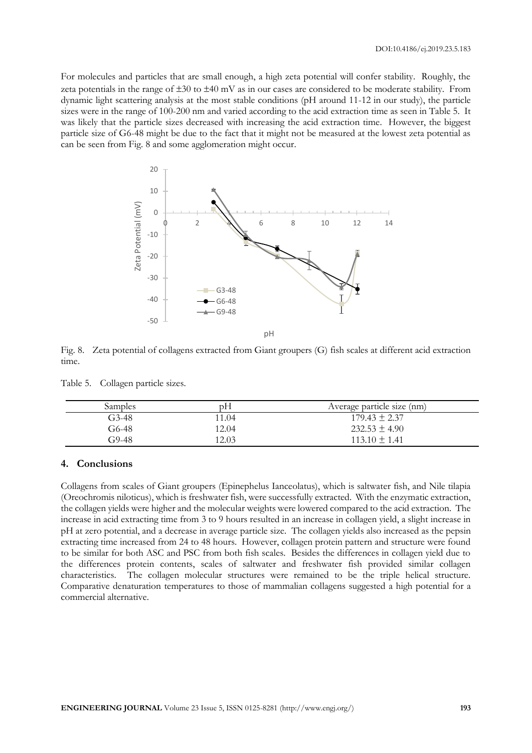For molecules and particles that are small enough, a high zeta potential will confer stability. Roughly, the zeta potentials in the range of ±30 to ±40 mV as in our cases are considered to be moderate stability. From dynamic light scattering analysis at the most stable conditions (pH around 11-12 in our study), the particle sizes were in the range of 100-200 nm and varied according to the acid extraction time as seen in Table 5. It was likely that the particle sizes decreased with increasing the acid extraction time. However, the biggest particle size of G6-48 might be due to the fact that it might not be measured at the lowest zeta potential as can be seen from Fig. 8 and some agglomeration might occur.

Fig. 8. Zeta potential of collagens extracted from Giant groupers (G) fish scales at different acid extraction time.

Table 5. Collagen particle sizes.

| Samples | pH | Average particle size (nm) |
|---|---|---|
| G3-48 | 11.04 | 179.43 ± 2.37 |
| G6-48 | 12.04 | 232.53 ± 4.90 |
| G9-48 | 12.03 | 113.10 ± 1.41 |

## 4. Conclusions

Collagens from scales of Giant groupers (Epinephelus Ianceolatus), which is saltwater fish, and Nile tilapia (Oreochromis niloticus), which is freshwater fish, were successfully extracted. With the enzymatic extraction, the collagen yields were higher and the molecular weights were lowered compared to the acid extraction. The increase in acid extracting time from 3 to 9 hours resulted in an increase in collagen yield, a slight increase in pH at zero potential, and a decrease in average particle size. The collagen yields also increased as the pepsin extracting time increased from 24 to 48 hours. However, collagen protein pattern and structure were found to be similar for both ASC and PSC from both fish scales. Besides the differences in collagen yield due to the differences protein contents, scales of saltwater and freshwater fish provided similar collagen characteristics. The collagen molecular structures were remained to be the triple helical structure. Comparative denaturation temperatures to those of mammalian collagens suggested a high potential for a commercial alternative.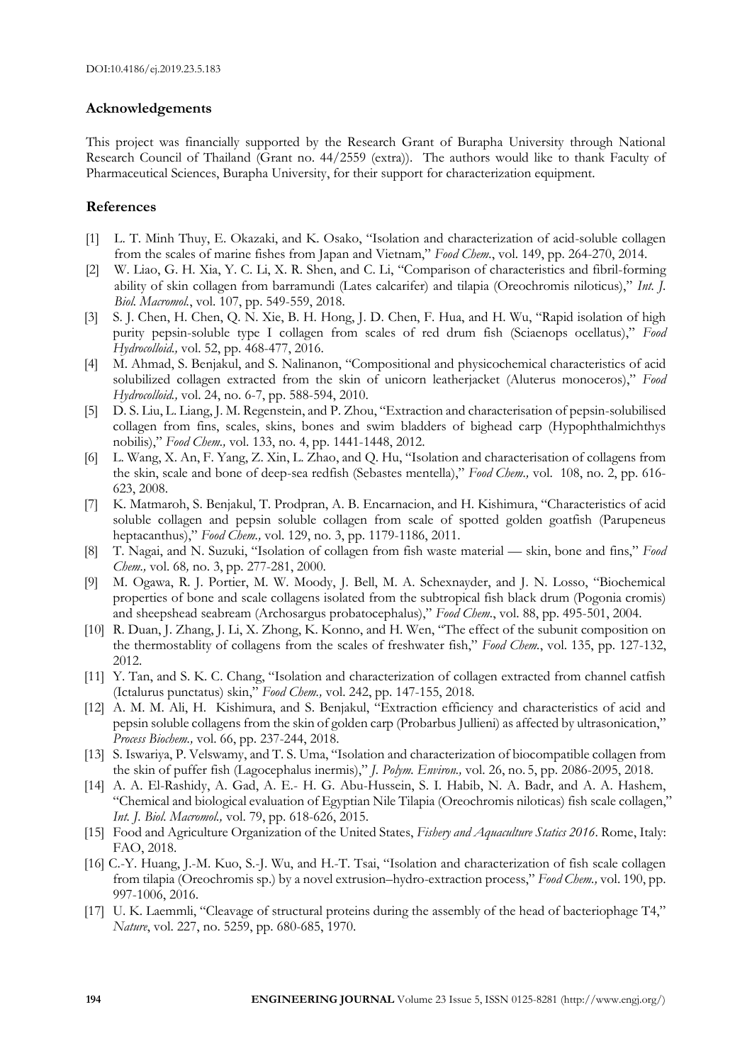## Acknowledgements

This project was financially supported by the Research Grant of Burapha University through National Research Council of Thailand (Grant no. 44/2559 (extra)). The authors would like to thank Faculty of Pharmaceutical Sciences, Burapha University, for their support for characterization equipment.

## References

[1] L. T. Minh Thuy, E. Okazaki, and K. Osako, "Isolation and characterization of acid-soluble collagen from the scales of marine fishes from Japan and Vietnam," *Food Chem.*, vol. 149, pp. 264-270, 2014.

[2] W. Liao, G. H. Xia, Y. C. Li, X. R. Shen, and C. Li, "Comparison of characteristics and fibril-forming ability of skin collagen from barramundi (Lates calcarifer) and tilapia (Oreochromis niloticus)," *Int. J. Biol. Macromol.*, vol. 107, pp. 549-559, 2018.

[3] S. J. Chen, H. Chen, Q. N. Xie, B. H. Hong, J. D. Chen, F. Hua, and H. Wu, "Rapid isolation of high purity pepsin-soluble type I collagen from scales of red drum fish (Sciaenops ocellatus)," *Food Hydrocolloid.,* vol. 52, pp. 468-477, 2016.

[4] M. Ahmad, S. Benjakul, and S. Nalinanon, "Compositional and physicochemical characteristics of acid solubilized collagen extracted from the skin of unicorn leatherjacket (Aluterus monoceros)," *Food Hydrocolloid.,* vol. 24, no. 6-7, pp. 588-594, 2010.

[5] D. S. Liu, L. Liang, J. M. Regenstein, and P. Zhou, "Extraction and characterisation of pepsin-solubilised collagen from fins, scales, skins, bones and swim bladders of bighead carp (Hypophthalmichthys nobilis)," *Food Chem.,* vol. 133, no. 4, pp. 1441-1448, 2012.

[6] L. Wang, X. An, F. Yang, Z. Xin, L. Zhao, and Q. Hu, "Isolation and characterisation of collagens from the skin, scale and bone of deep-sea redfish (Sebastes mentella)," *Food Chem.,* vol. 108, no. 2, pp. 616-623, 2008.

[7] K. Matmaroh, S. Benjakul, T. Prodpran, A. B. Encarnacion, and H. Kishimura, "Characteristics of acid soluble collagen and pepsin soluble collagen from scale of spotted golden goatfish (Parupeneus heptacanthus)," *Food Chem.,* vol. 129, no. 3, pp. 1179-1186, 2011.

[8] T. Nagai, and N. Suzuki, "Isolation of collagen from fish waste material — skin, bone and fins," *Food Chem.,* vol. 68*,* no. 3, pp. 277-281, 2000.

[9] M. Ogawa, R. J. Portier, M. W. Moody, J. Bell, M. A. Schexnayder, and J. N. Losso, "Biochemical properties of bone and scale collagens isolated from the subtropical fish black drum (Pogonia cromis) and sheepshead seabream (Archosargus probatocephalus)," *Food Chem.*, vol. 88, pp. 495-501, 2004.

[10] R. Duan, J. Zhang, J. Li, X. Zhong, K. Konno, and H. Wen, "The effect of the subunit composition on the thermostablity of collagens from the scales of freshwater fish," *Food Chem.*, vol. 135, pp. 127-132, 2012.

[11] Y. Tan, and S. K. C. Chang, "Isolation and characterization of collagen extracted from channel catfish (Ictalurus punctatus) skin," *Food Chem.,* vol. 242, pp. 147-155, 2018.

[12] A. M. M. Ali, H. Kishimura, and S. Benjakul, "Extraction efficiency and characteristics of acid and pepsin soluble collagens from the skin of golden carp (Probarbus Jullieni) as affected by ultrasonication," *Process Biochem.,* vol. 66, pp. 237-244, 2018.

[13] S. Iswariya, P. Velswamy, and T. S. Uma, "Isolation and characterization of biocompatible collagen from the skin of puffer fish (Lagocephalus inermis)," *J. Polym. Environ.,* vol. 26, no. 5, pp. 2086-2095, 2018.

[14] A. A. El-Rashidy, A. Gad, A. E.- H. G. Abu-Hussein, S. I. Habib, N. A. Badr, and A. A. Hashem, "Chemical and biological evaluation of Egyptian Nile Tilapia (Oreochromis niloticas) fish scale collagen," *Int. J. Biol. Macromol.,* vol. 79, pp. 618-626, 2015.

[15] Food and Agriculture Organization of the United States, *Fishery and Aquaculture Statics 2016*. Rome, Italy: FAO, 2018.

[16] C.-Y. Huang, J.-M. Kuo, S.-J. Wu, and H.-T. Tsai, "Isolation and characterization of fish scale collagen from tilapia (Oreochromis sp.) by a novel extrusion–hydro-extraction process," *Food Chem.,* vol. 190, pp. 997-1006, 2016.

[17] U. K. Laemmli, "Cleavage of structural proteins during the assembly of the head of bacteriophage T4," *Nature*, vol. 227, no. 5259, pp. 680-685, 1970.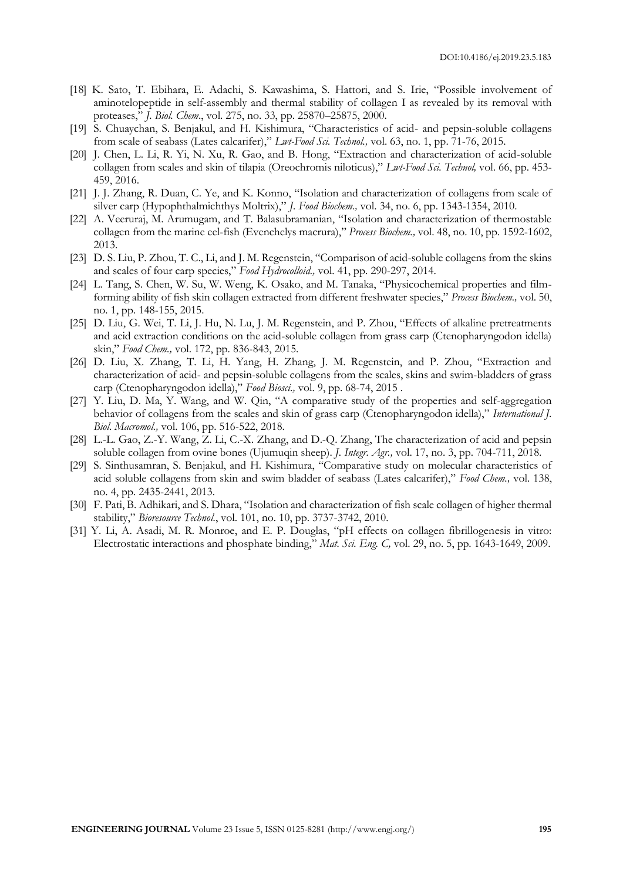[18] K. Sato, T. Ebihara, E. Adachi, S. Kawashima, S. Hattori, and S. Irie, "Possible involvement of aminotelopeptide in self-assembly and thermal stability of collagen I as revealed by its removal with proteases," *J. Biol. Chem*., vol. 275, no. 33, pp. 25870–25875, 2000.

[19] S. Chuaychan, S. Benjakul, and H. Kishimura, "Characteristics of acid- and pepsin-soluble collagens from scale of seabass (Lates calcarifer)," *Lwt-Food Sci. Technol.,* vol. 63, no. 1, pp. 71-76, 2015.

[20] J. Chen, L. Li, R. Yi, N. Xu, R. Gao, and B. Hong, "Extraction and characterization of acid-soluble collagen from scales and skin of tilapia (Oreochromis niloticus)," *Lwt-Food Sci. Technol,* vol. 66, pp. 453-459, 2016.

[21] J. J. Zhang, R. Duan, C. Ye, and K. Konno, "Isolation and characterization of collagens from scale of silver carp (Hypophthalmichthys Moltrix)," *J. Food Biochem.,* vol. 34, no. 6, pp. 1343-1354, 2010.

[22] A. Veeruraj, M. Arumugam, and T. Balasubramanian, "Isolation and characterization of thermostable collagen from the marine eel-fish (Evenchelys macrura)," *Process Biochem.,* vol. 48, no. 10, pp. 1592-1602, 2013.

[23] D. S. Liu, P. Zhou, T. C., Li, and J. M. Regenstein, "Comparison of acid-soluble collagens from the skins and scales of four carp species," *Food Hydrocolloid.,* vol. 41, pp. 290-297, 2014.

[24] L. Tang, S. Chen, W. Su, W. Weng, K. Osako, and M. Tanaka, "Physicochemical properties and film-forming ability of fish skin collagen extracted from different freshwater species," *Process Biochem.,* vol. 50, no. 1, pp. 148-155, 2015.

[25] D. Liu, G. Wei, T. Li, J. Hu, N. Lu, J. M. Regenstein, and P. Zhou, "Effects of alkaline pretreatments and acid extraction conditions on the acid-soluble collagen from grass carp (Ctenopharyngodon idella) skin," *Food Chem.,* vol. 172, pp. 836-843, 2015.

[26] D. Liu, X. Zhang, T. Li, H. Yang, H. Zhang, J. M. Regenstein, and P. Zhou, "Extraction and characterization of acid- and pepsin-soluble collagens from the scales, skins and swim-bladders of grass carp (Ctenopharyngodon idella)," *Food Biosci.,* vol. 9, pp. 68-74, 2015 .

[27] Y. Liu, D. Ma, Y. Wang, and W. Qin, "A comparative study of the properties and self-aggregation behavior of collagens from the scales and skin of grass carp (Ctenopharyngodon idella)," *International J. Biol. Macromol.,* vol. 106, pp. 516-522, 2018.

[28] L.-L. Gao, Z.-Y. Wang, Z. Li, C.-X. Zhang, and D.-Q. Zhang, The characterization of acid and pepsin soluble collagen from ovine bones (Ujumuqin sheep). *J. Integr. Agr.,* vol. 17, no. 3, pp. 704-711, 2018.

[29] S. Sinthusamran, S. Benjakul, and H. Kishimura, "Comparative study on molecular characteristics of acid soluble collagens from skin and swim bladder of seabass (Lates calcarifer)," *Food Chem.,* vol. 138, no. 4, pp. 2435-2441, 2013.

[30] F. Pati, B. Adhikari, and S. Dhara, "Isolation and characterization of fish scale collagen of higher thermal stability," *Bioresource Technol.*, vol. 101, no. 10, pp. 3737-3742, 2010.

[31] Y. Li, A. Asadi, M. R. Monroe, and E. P. Douglas, "pH effects on collagen fibrillogenesis in vitro: Electrostatic interactions and phosphate binding," *Mat. Sci. Eng. C,* vol. 29, no. 5, pp. 1643-1649, 2009.